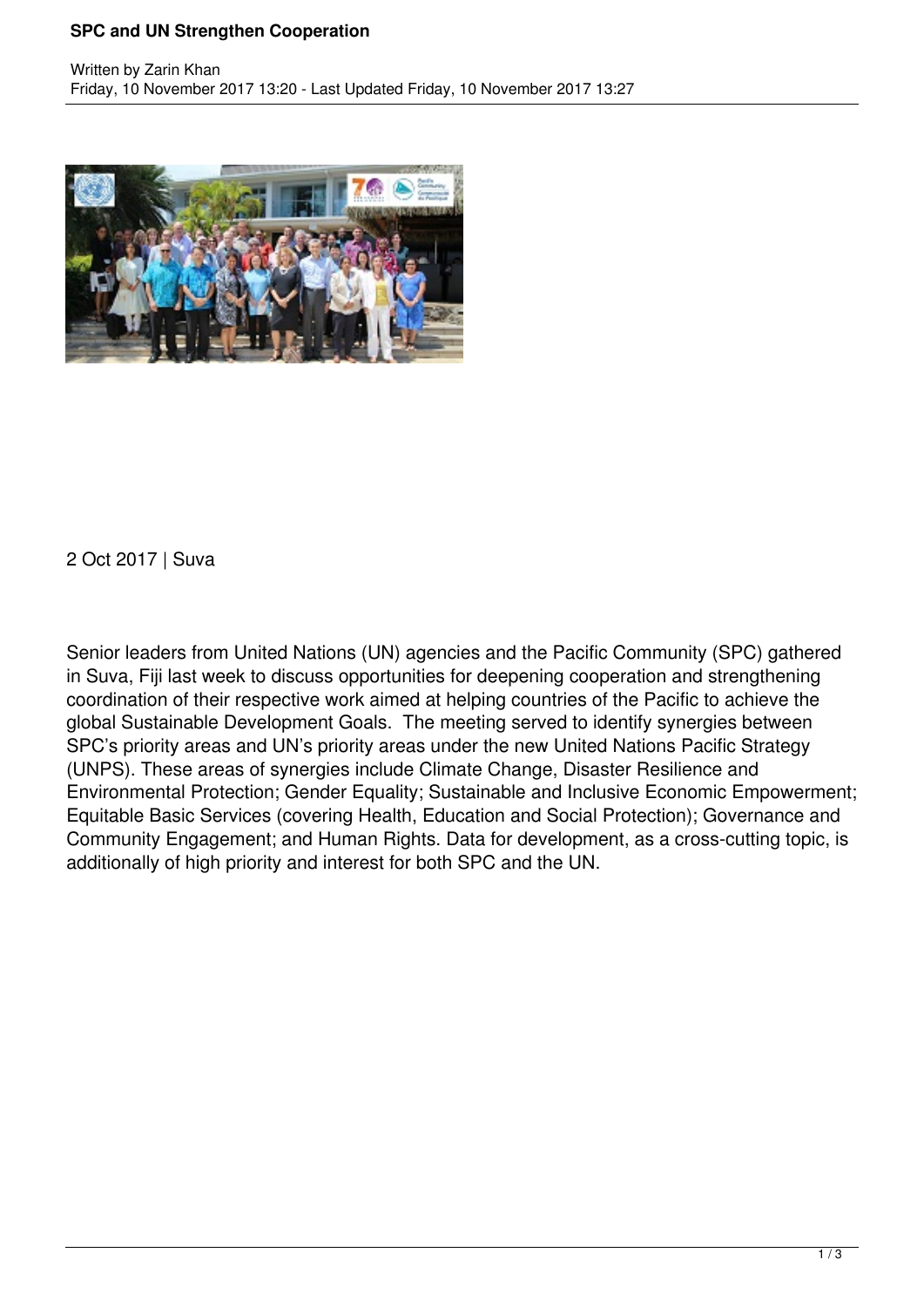# SPC and UN Strengthen Cooperation

Written by Zarin Khan
Friday, 10 November 2017 13:20 - Last Updated Friday, 10 November 2017 13:27

2 Oct 2017 | Suva

Senior leaders from United Nations (UN) agencies and the Pacific Community (SPC) gathered in Suva, Fiji last week to discuss opportunities for deepening cooperation and strengthening coordination of their respective work aimed at helping countries of the Pacific to achieve the global Sustainable Development Goals. The meeting served to identify synergies between SPC's priority areas and UN's priority areas under the new United Nations Pacific Strategy (UNPS). These areas of synergies include Climate Change, Disaster Resilience and Environmental Protection; Gender Equality; Sustainable and Inclusive Economic Empowerment; Equitable Basic Services (covering Health, Education and Social Protection); Governance and Community Engagement; and Human Rights. Data for development, as a cross-cutting topic, is additionally of high priority and interest for both SPC and the UN.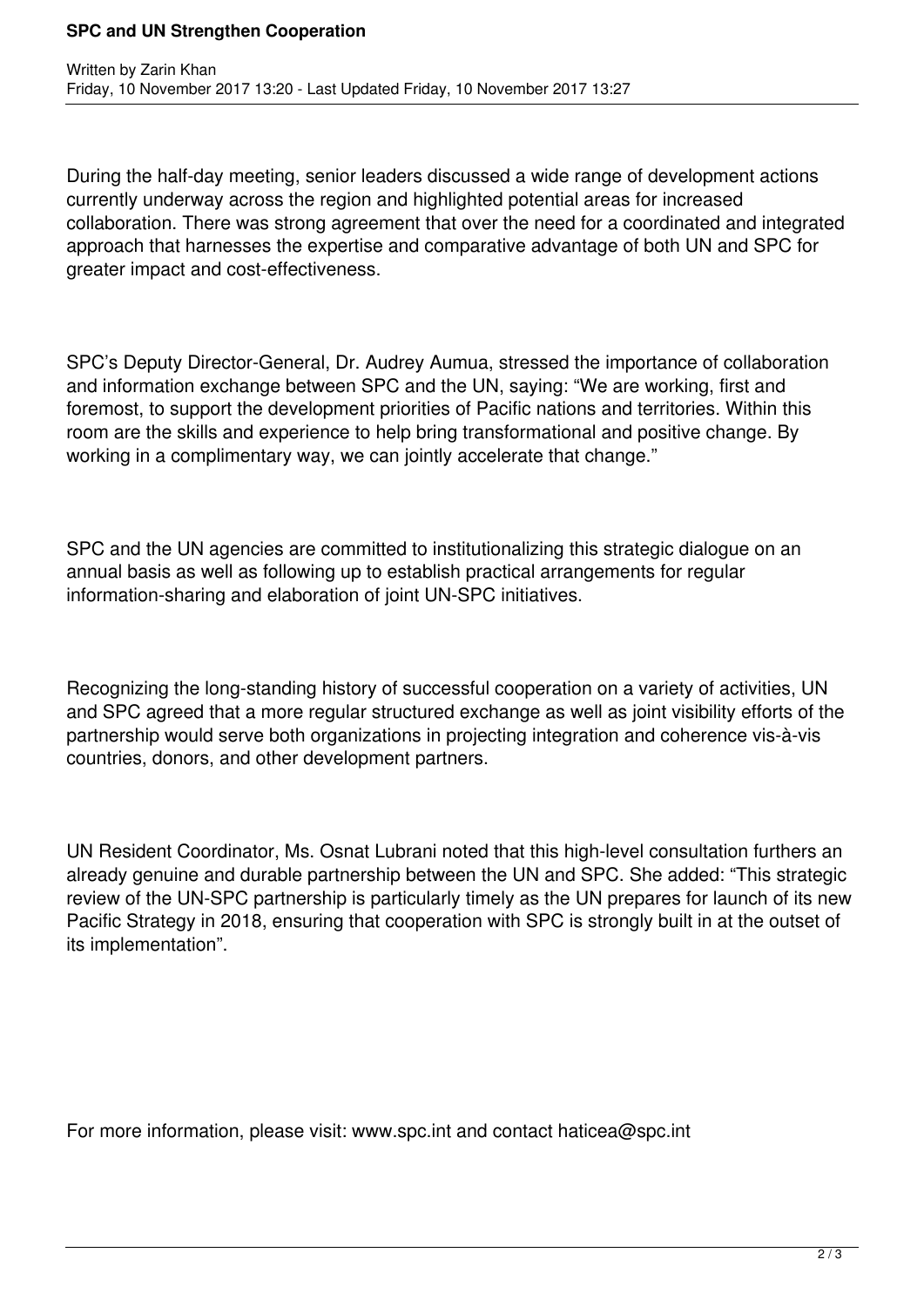During the half-day meeting, senior leaders discussed a wide range of development actions currently underway across the region and highlighted potential areas for increased collaboration. There was strong agreement that over the need for a coordinated and integrated approach that harnesses the expertise and comparative advantage of both UN and SPC for greater impact and cost-effectiveness.

SPC's Deputy Director-General, Dr. Audrey Aumua, stressed the importance of collaboration and information exchange between SPC and the UN, saying: "We are working, first and foremost, to support the development priorities of Pacific nations and territories. Within this room are the skills and experience to help bring transformational and positive change. By working in a complimentary way, we can jointly accelerate that change."

SPC and the UN agencies are committed to institutionalizing this strategic dialogue on an annual basis as well as following up to establish practical arrangements for regular information-sharing and elaboration of joint UN-SPC initiatives.

Recognizing the long-standing history of successful cooperation on a variety of activities, UN and SPC agreed that a more regular structured exchange as well as joint visibility efforts of the partnership would serve both organizations in projecting integration and coherence vis-à-vis countries, donors, and other development partners.

UN Resident Coordinator, Ms. Osnat Lubrani noted that this high-level consultation furthers an already genuine and durable partnership between the UN and SPC. She added: "This strategic review of the UN-SPC partnership is particularly timely as the UN prepares for launch of its new Pacific Strategy in 2018, ensuring that cooperation with SPC is strongly built in at the outset of its implementation".

For more information, please visit: www.spc.int and contact haticea@spc.int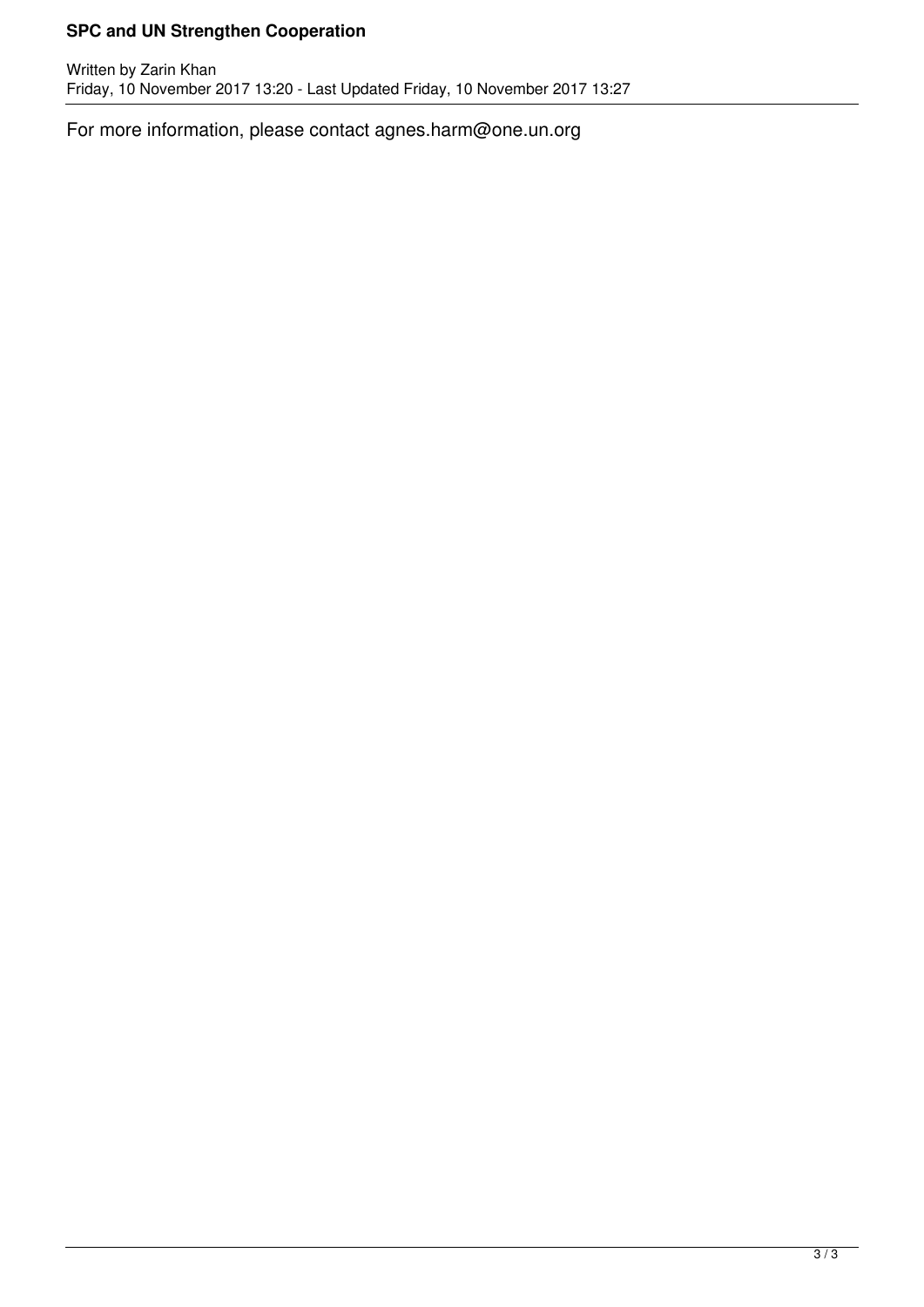For more information, please contact agnes.harm@one.un.org